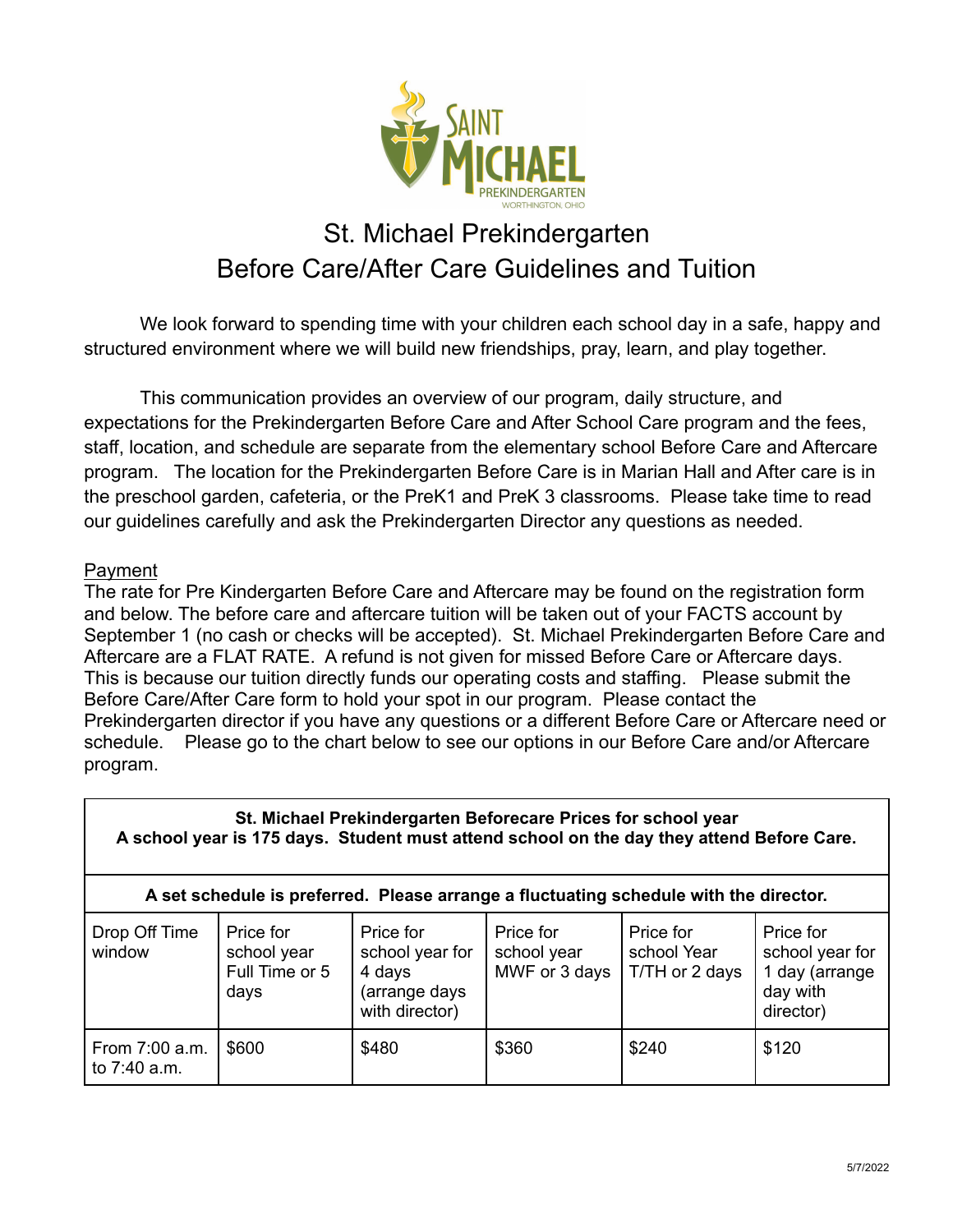# St. Michael Prekindergarten
## Before Care/After Care Guidelines and Tuition

We look forward to spending time with your children each school day in a safe, happy and structured environment where we will build new friendships, pray, learn, and play together.

This communication provides an overview of our program, daily structure, and expectations for the Prekindergarten Before Care and After School Care program and the fees, staff, location, and schedule are separate from the elementary school Before Care and Aftercare program. The location for the Prekindergarten Before Care is in Marian Hall and After care is in the preschool garden, cafeteria, or the PreK1 and PreK 3 classrooms. Please take time to read our guidelines carefully and ask the Prekindergarten Director any questions as needed.

<u>Payment</u>

The rate for Pre Kindergarten Before Care and Aftercare may be found on the registration form and below. The before care and aftercare tuition will be taken out of your FACTS account by September 1 (no cash or checks will be accepted). St. Michael Prekindergarten Before Care and Aftercare are a FLAT RATE. A refund is not given for missed Before Care or Aftercare days. This is because our tuition directly funds our operating costs and staffing. Please submit the Before Care/After Care form to hold your spot in our program. Please contact the Prekindergarten director if you have any questions or a different Before Care or Aftercare need or schedule. Please go to the chart below to see our options in our Before Care and/or Aftercare program.

| **St. Michael Prekindergarten Beforecare Prices for school year**<br>**A school year is 175 days. Student must attend school on the day they attend Before Care.** | | | | | |
|---|---|---|---|---|---|
| **A set schedule is preferred. Please arrange a fluctuating schedule with the director.** | | | | | |
| Drop Off Time window | Price for school year Full Time or 5 days | Price for school year for 4 days (arrange days with director) | Price for school year MWF or 3 days | Price for school Year T/TH or 2 days | Price for school year for 1 day (arrange day with director) |
| From 7:00 a.m. to 7:40 a.m. | $600 | $480 | $360 | $240 | $120 |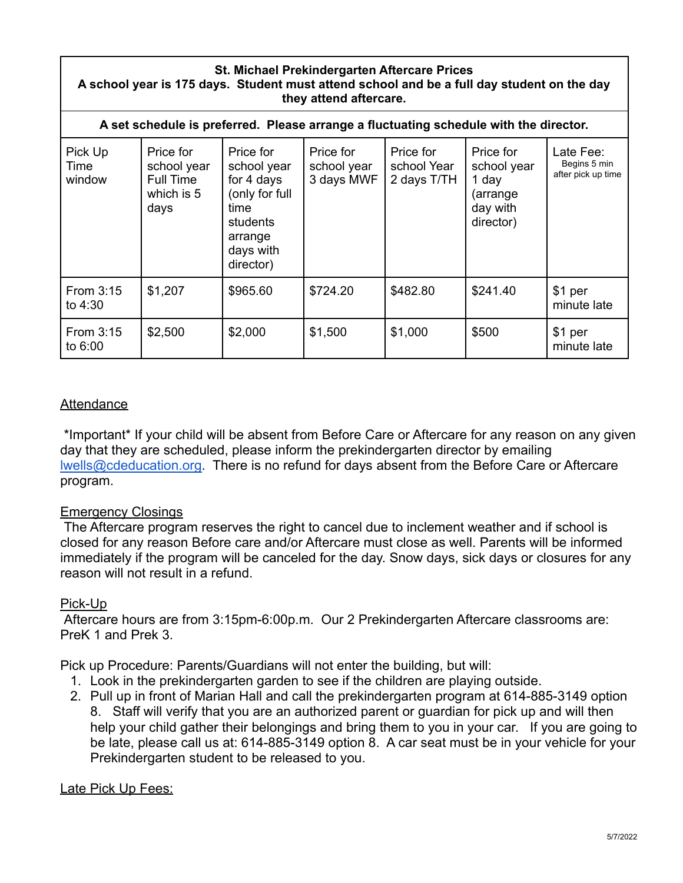| **St. Michael Prekindergarten Aftercare Prices**<br>**A school year is 175 days. Student must attend school and be a full day student on the day they attend aftercare.** | | | | | | |
|---|---|---|---|---|---|---|
| **A set schedule is preferred. Please arrange a fluctuating schedule with the director.** | | | | | | |
| Pick Up Time window | Price for school year Full Time which is 5 days | Price for school year for 4 days (only for full time students arrange days with director) | Price for school year 3 days MWF | Price for school Year 2 days T/TH | Price for school year 1 day (arrange day with director) | Late Fee: Begins 5 min after pick up time |
| From 3:15 to 4:30 | $1,207 | $965.60 | $724.20 | $482.80 | $241.40 | $1 per minute late |
| From 3:15 to 6:00 | $2,500 | $2,000 | $1,500 | $1,000 | $500 | $1 per minute late |

## Attendance

*Important* If your child will be absent from Before Care or Aftercare for any reason on any given day that they are scheduled, please inform the prekindergarten director by emailing lwells@cdeducation.org. There is no refund for days absent from the Before Care or Aftercare program.

## Emergency Closings

The Aftercare program reserves the right to cancel due to inclement weather and if school is closed for any reason Before care and/or Aftercare must close as well. Parents will be informed immediately if the program will be canceled for the day. Snow days, sick days or closures for any reason will not result in a refund.

## Pick-Up

Aftercare hours are from 3:15pm-6:00p.m. Our 2 Prekindergarten Aftercare classrooms are: PreK 1 and Prek 3.

Pick up Procedure: Parents/Guardians will not enter the building, but will:

1. Look in the prekindergarten garden to see if the children are playing outside.
2. Pull up in front of Marian Hall and call the prekindergarten program at 614-885-3149 option 8. Staff will verify that you are an authorized parent or guardian for pick up and will then help your child gather their belongings and bring them to you in your car. If you are going to be late, please call us at: 614-885-3149 option 8. A car seat must be in your vehicle for your Prekindergarten student to be released to you.

## Late Pick Up Fees: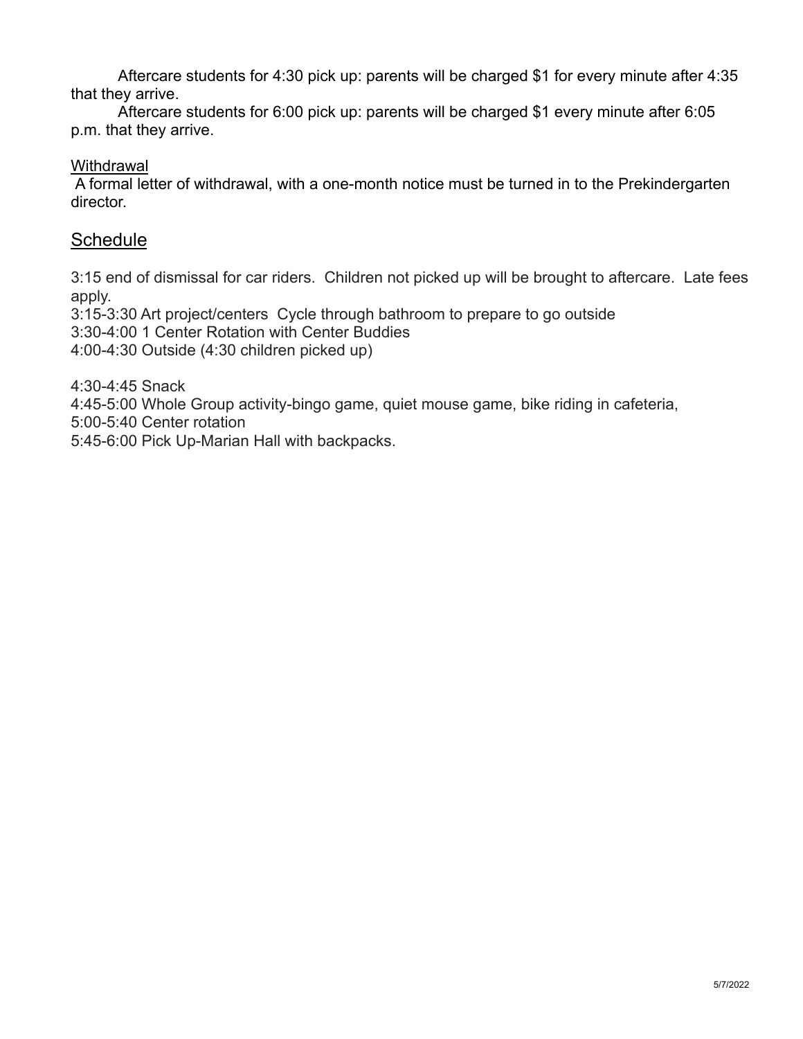Aftercare students for 4:30 pick up: parents will be charged $1 for every minute after 4:35 that they arrive.

Aftercare students for 6:00 pick up: parents will be charged $1 every minute after 6:05 p.m. that they arrive.

Withdrawal

A formal letter of withdrawal, with a one-month notice must be turned in to the Prekindergarten director.

## Schedule

3:15 end of dismissal for car riders. Children not picked up will be brought to aftercare. Late fees apply.

3:15-3:30 Art project/centers Cycle through bathroom to prepare to go outside

3:30-4:00 1 Center Rotation with Center Buddies

4:00-4:30 Outside (4:30 children picked up)

4:30-4:45 Snack

4:45-5:00 Whole Group activity-bingo game, quiet mouse game, bike riding in cafeteria,

5:00-5:40 Center rotation

5:45-6:00 Pick Up-Marian Hall with backpacks.

5/7/2022